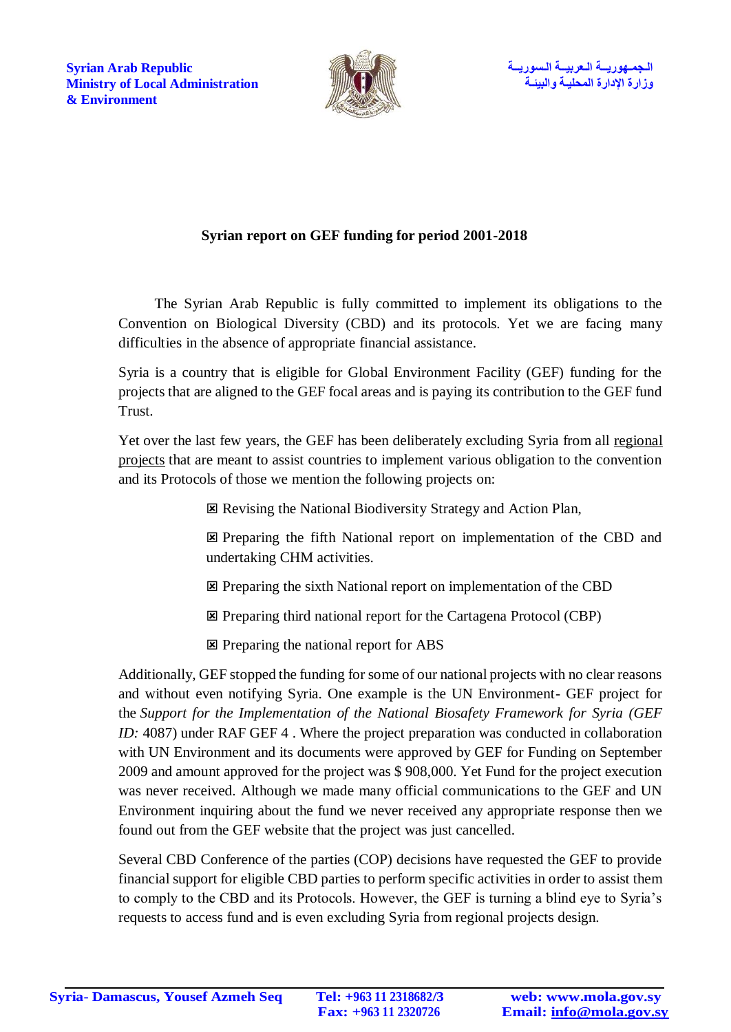**Syrian Arab Republic**
**Ministry of Local Administration**
**& Environment**

**الـجمـهوريــة الـعربيــة الـسوريــة**
**وزارة الإدارة المحليـة والبيئـة**

**Syrian report on GEF funding for period 2001-2018**

The Syrian Arab Republic is fully committed to implement its obligations to the Convention on Biological Diversity (CBD) and its protocols. Yet we are facing many difficulties in the absence of appropriate financial assistance.

Syria is a country that is eligible for Global Environment Facility (GEF) funding for the projects that are aligned to the GEF focal areas and is paying its contribution to the GEF fund Trust.

Yet over the last few years, the GEF has been deliberately excluding Syria from all regional projects that are meant to assist countries to implement various obligation to the convention and its Protocols of those we mention the following projects on:

- ☒ Revising the National Biodiversity Strategy and Action Plan,
- ☒ Preparing the fifth National report on implementation of the CBD and undertaking CHM activities.
- ☒ Preparing the sixth National report on implementation of the CBD
- ☒ Preparing third national report for the Cartagena Protocol (CBP)
- ☒ Preparing the national report for ABS

Additionally, GEF stopped the funding for some of our national projects with no clear reasons and without even notifying Syria. One example is the UN Environment- GEF project for the *Support for the Implementation of the National Biosafety Framework for Syria (GEF ID:* 4087) under RAF GEF 4 . Where the project preparation was conducted in collaboration with UN Environment and its documents were approved by GEF for Funding on September 2009 and amount approved for the project was $ 908,000. Yet Fund for the project execution was never received. Although we made many official communications to the GEF and UN Environment inquiring about the fund we never received any appropriate response then we found out from the GEF website that the project was just cancelled.

Several CBD Conference of the parties (COP) decisions have requested the GEF to provide financial support for eligible CBD parties to perform specific activities in order to assist them to comply to the CBD and its Protocols. However, the GEF is turning a blind eye to Syria's requests to access fund and is even excluding Syria from regional projects design.

**Syria- Damascus, Yousef Azmeh Seq** **Tel: +963 11 2318682/3** **Fax: +963 11 2320726** **web: www.mola.gov.sy** **Email: info@mola.gov.sy**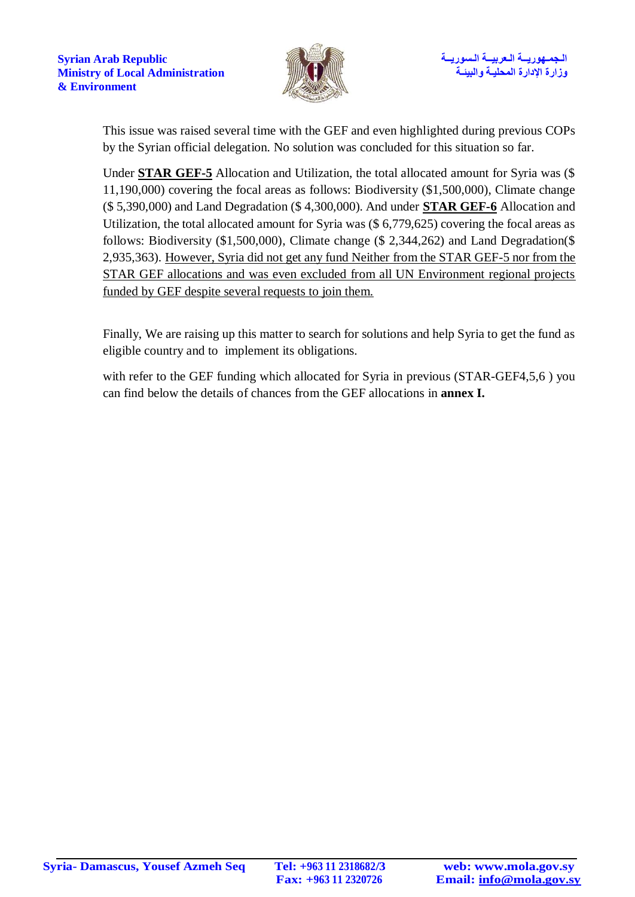This issue was raised several time with the GEF and even highlighted during previous COPs by the Syrian official delegation. No solution was concluded for this situation so far.

Under **STAR GEF-5** Allocation and Utilization, the total allocated amount for Syria was ($ 11,190,000) covering the focal areas as follows: Biodiversity ($1,500,000), Climate change ($ 5,390,000) and Land Degradation ($ 4,300,000). And under **STAR GEF-6** Allocation and Utilization, the total allocated amount for Syria was ($ 6,779,625) covering the focal areas as follows: Biodiversity ($1,500,000), Climate change ($ 2,344,262) and Land Degradation($ 2,935,363). However, Syria did not get any fund Neither from the STAR GEF-5 nor from the STAR GEF allocations and was even excluded from all UN Environment regional projects funded by GEF despite several requests to join them.

Finally, We are raising up this matter to search for solutions and help Syria to get the fund as eligible country and to implement its obligations.

with refer to the GEF funding which allocated for Syria in previous (STAR-GEF4,5,6 ) you can find below the details of chances from the GEF allocations in **annex I.**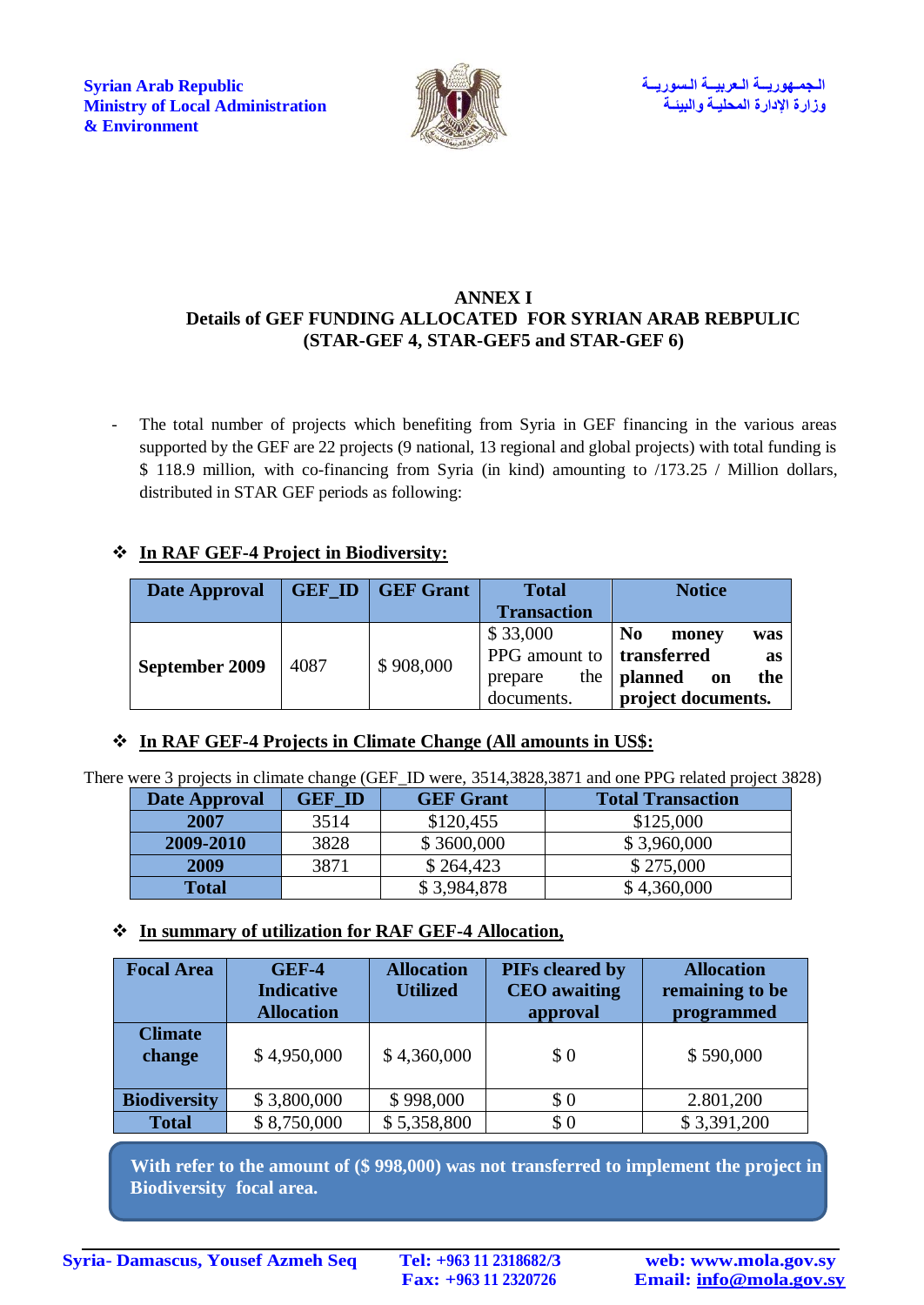Syrian Arab Republic
Ministry of Local Administration
& Environment

الجمهورية العربية السورية
وزارة الإدارة المحلية والبيئة

## ANNEX I
## Details of GEF FUNDING ALLOCATED FOR SYRIAN ARAB REBPULIC (STAR-GEF 4, STAR-GEF5 and STAR-GEF 6)

- The total number of projects which benefiting from Syria in GEF financing in the various areas supported by the GEF are 22 projects (9 national, 13 regional and global projects) with total funding is $ 118.9 million, with co-financing from Syria (in kind) amounting to /173.25 / Million dollars, distributed in STAR GEF periods as following:

❖ **In RAF GEF-4 Project in Biodiversity:**

| Date Approval | GEF_ID | GEF Grant | Total Transaction | Notice |
|---|---|---|---|---|
| **September 2009** | 4087 | $ 908,000 | $ 33,000 PPG amount to prepare the documents. | **No money was transferred as planned on the project documents.** |

❖ **In RAF GEF-4 Projects in Climate Change (All amounts in US$:**

There were 3 projects in climate change (GEF_ID were, 3514,3828,3871 and one PPG related project 3828)

| Date Approval | GEF_ID | GEF Grant | Total Transaction |
|---|---|---|---|
| **2007** | 3514 | $120,455 | $125,000 |
| **2009-2010** | 3828 | $ 3600,000 | $ 3,960,000 |
| **2009** | 3871 | $ 264,423 | $ 275,000 |
| **Total** | | $ 3,984,878 | $ 4,360,000 |

❖ **In summary of utilization for RAF GEF-4 Allocation,**

| Focal Area | GEF-4 Indicative Allocation | Allocation Utilized | PIFs cleared by CEO awaiting approval | Allocation remaining to be programmed |
|---|---|---|---|---|
| **Climate change** | $ 4,950,000 | $ 4,360,000 | $ 0 | $ 590,000 |
| **Biodiversity** | $ 3,800,000 | $ 998,000 | $ 0 | 2.801,200 |
| **Total** | $ 8,750,000 | $ 5,358,800 | $ 0 | $ 3,391,200 |

**With refer to the amount of ($ 998,000) was not transferred to implement the project in Biodiversity focal area.**

Syria- Damascus, Yousef Azmeh Seq | Tel: +963 11 2318682/3 | Fax: +963 11 2320726 | web: www.mola.gov.sy | Email: info@mola.gov.sy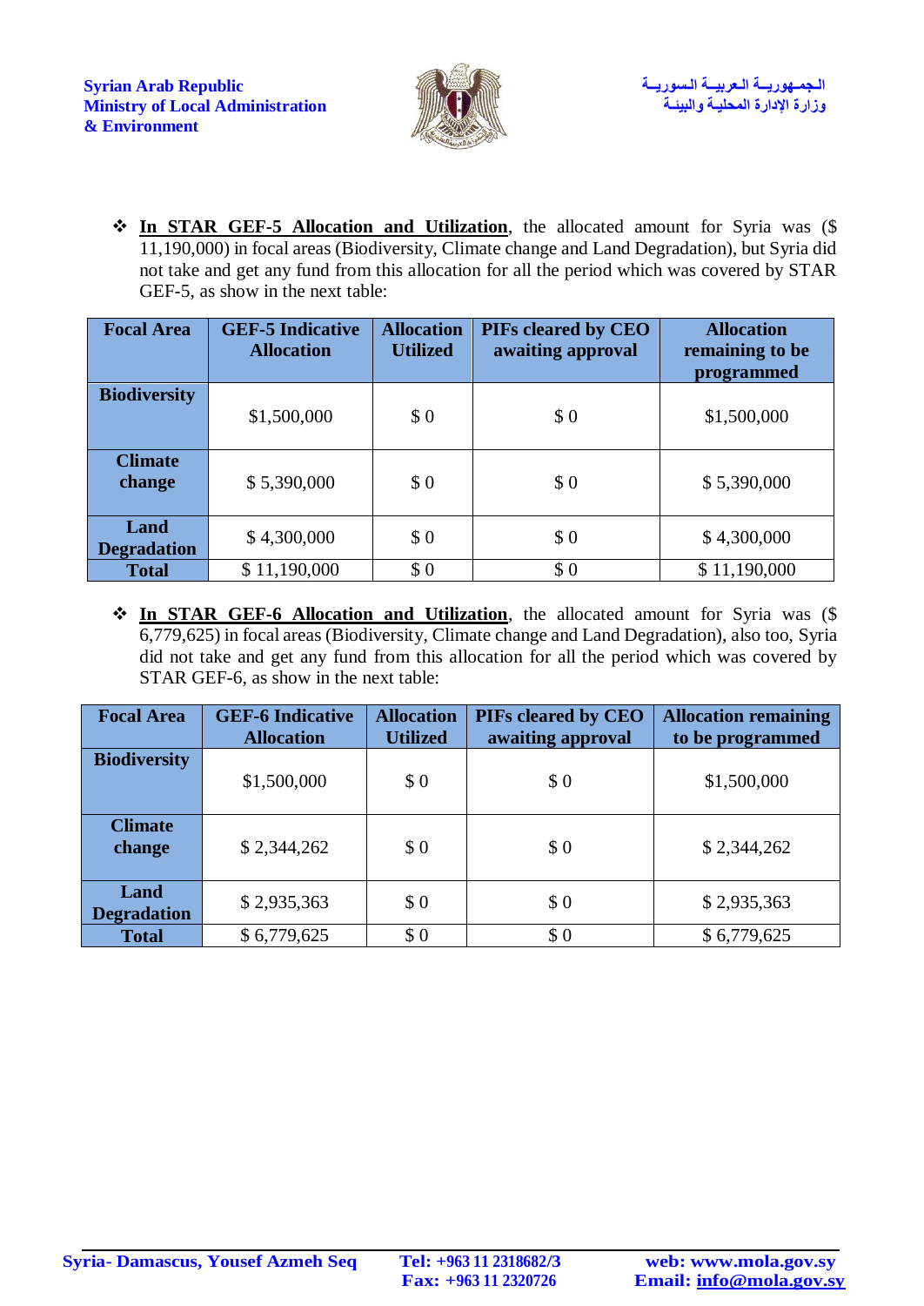- **In STAR GEF-5 Allocation and Utilization**, the allocated amount for Syria was ($ 11,190,000) in focal areas (Biodiversity, Climate change and Land Degradation), but Syria did not take and get any fund from this allocation for all the period which was covered by STAR GEF-5, as show in the next table:

| Focal Area | GEF-5 Indicative Allocation | Allocation Utilized | PIFs cleared by CEO awaiting approval | Allocation remaining to be programmed |
|---|---|---|---|---|
| Biodiversity | $1,500,000 | $ 0 | $ 0 | $1,500,000 |
| Climate change | $ 5,390,000 | $ 0 | $ 0 | $ 5,390,000 |
| Land Degradation | $ 4,300,000 | $ 0 | $ 0 | $ 4,300,000 |
| Total | $ 11,190,000 | $ 0 | $ 0 | $ 11,190,000 |

- **In STAR GEF-6 Allocation and Utilization**, the allocated amount for Syria was ($ 6,779,625) in focal areas (Biodiversity, Climate change and Land Degradation), also too, Syria did not take and get any fund from this allocation for all the period which was covered by STAR GEF-6, as show in the next table:

| Focal Area | GEF-6 Indicative Allocation | Allocation Utilized | PIFs cleared by CEO awaiting approval | Allocation remaining to be programmed |
|---|---|---|---|---|
| Biodiversity | $1,500,000 | $ 0 | $ 0 | $1,500,000 |
| Climate change | $ 2,344,262 | $ 0 | $ 0 | $ 2,344,262 |
| Land Degradation | $ 2,935,363 | $ 0 | $ 0 | $ 2,935,363 |
| Total | $ 6,779,625 | $ 0 | $ 0 | $ 6,779,625 |